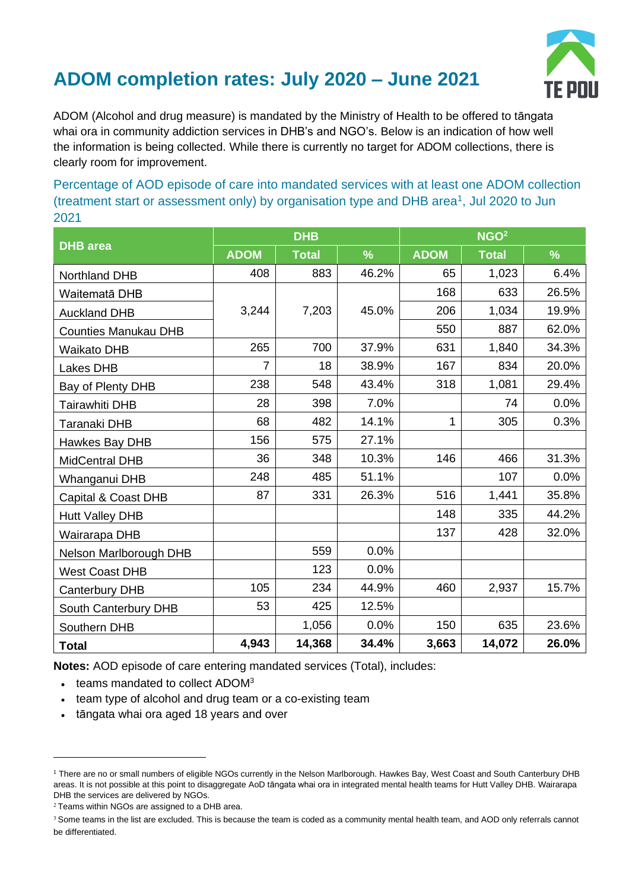# ADOM completion rates: July 2020 – June 2021

ADOM (Alcohol and drug measure) is mandated by the Ministry of Health to be offered to tāngata whai ora in community addiction services in DHB's and NGO's. Below is an indication of how well the information is being collected. While there is currently no target for ADOM collections, there is clearly room for improvement.

### Percentage of AOD episode of care into mandated services with at least one ADOM collection (treatment start or assessment only) by organisation type and DHB area[1], Jul 2020 to Jun 2021

| DHB area | DHB | | | NGO[2] | | |
|---|---|---|---|---|---|---|
| | ADOM | Total | % | ADOM | Total | % |
| Northland DHB | 408 | 883 | 46.2% | 65 | 1,023 | 6.4% |
| Waitematā DHB | 3,244 | 7,203 | 45.0% | 168 | 633 | 26.5% |
| Auckland DHB | | | | 206 | 1,034 | 19.9% |
| Counties Manukau DHB | | | | 550 | 887 | 62.0% |
| Waikato DHB | 265 | 700 | 37.9% | 631 | 1,840 | 34.3% |
| Lakes DHB | 7 | 18 | 38.9% | 167 | 834 | 20.0% |
| Bay of Plenty DHB | 238 | 548 | 43.4% | 318 | 1,081 | 29.4% |
| Tairawhiti DHB | 28 | 398 | 7.0% | | 74 | 0.0% |
| Taranaki DHB | 68 | 482 | 14.1% | 1 | 305 | 0.3% |
| Hawkes Bay DHB | 156 | 575 | 27.1% | | | |
| MidCentral DHB | 36 | 348 | 10.3% | 146 | 466 | 31.3% |
| Whanganui DHB | 248 | 485 | 51.1% | | 107 | 0.0% |
| Capital & Coast DHB | 87 | 331 | 26.3% | 516 | 1,441 | 35.8% |
| Hutt Valley DHB | | | | 148 | 335 | 44.2% |
| Wairarapa DHB | | | | 137 | 428 | 32.0% |
| Nelson Marlborough DHB | | 559 | 0.0% | | | |
| West Coast DHB | | 123 | 0.0% | | | |
| Canterbury DHB | 105 | 234 | 44.9% | 460 | 2,937 | 15.7% |
| South Canterbury DHB | 53 | 425 | 12.5% | | | |
| Southern DHB | | 1,056 | 0.0% | 150 | 635 | 23.6% |
| **Total** | **4,943** | **14,368** | **34.4%** | **3,663** | **14,072** | **26.0%** |

**Notes:** AOD episode of care entering mandated services (Total), includes:

- teams mandated to collect ADOM[3]
- team type of alcohol and drug team or a co-existing team
- tāngata whai ora aged 18 years and over

---

[1] There are no or small numbers of eligible NGOs currently in the Nelson Marlborough. Hawkes Bay, West Coast and South Canterbury DHB areas. It is not possible at this point to disaggregate AoD tāngata whai ora in integrated mental health teams for Hutt Valley DHB. Wairarapa DHB the services are delivered by NGOs.

[2] Teams within NGOs are assigned to a DHB area.

[3] Some teams in the list are excluded. This is because the team is coded as a community mental health team, and AOD only referrals cannot be differentiated.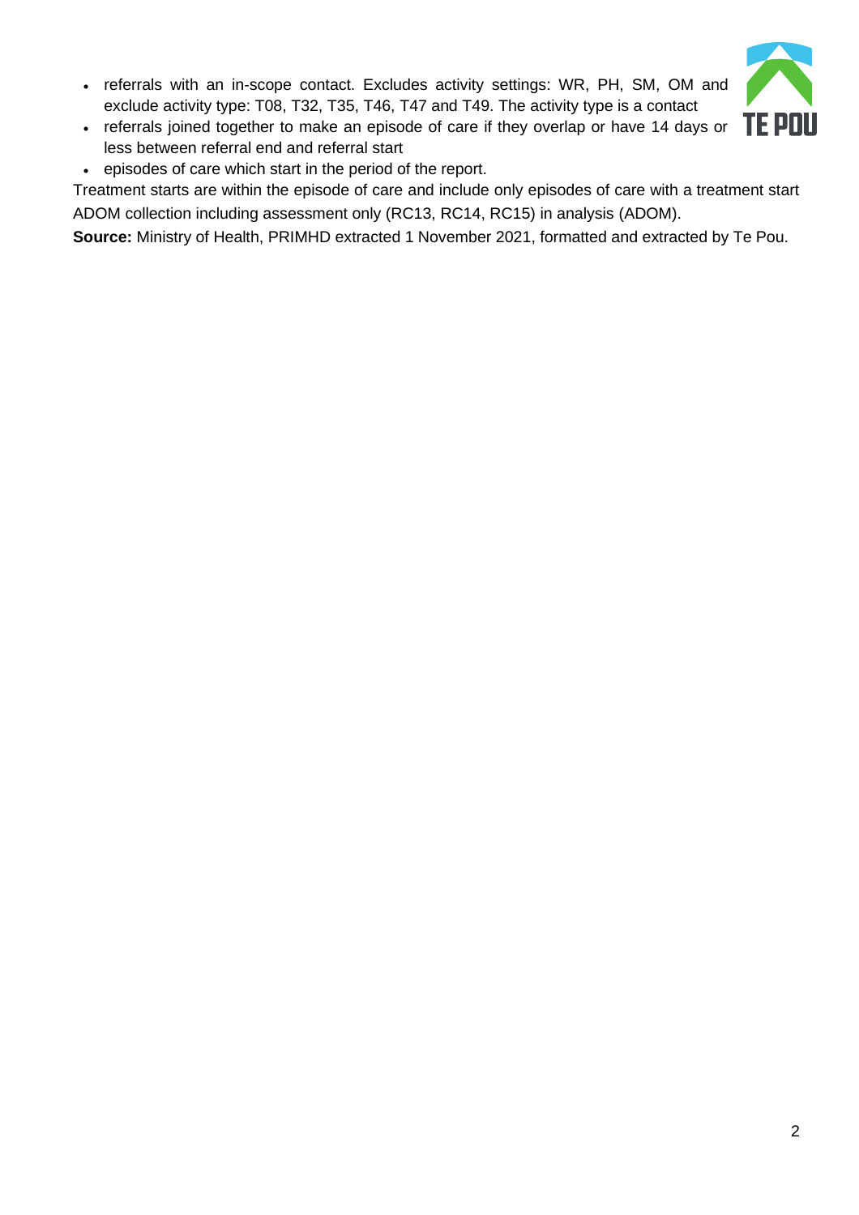- referrals with an in-scope contact. Excludes activity settings: WR, PH, SM, OM and exclude activity type: T08, T32, T35, T46, T47 and T49. The activity type is a contact
- referrals joined together to make an episode of care if they overlap or have 14 days or less between referral end and referral start
- episodes of care which start in the period of the report.

Treatment starts are within the episode of care and include only episodes of care with a treatment start ADOM collection including assessment only (RC13, RC14, RC15) in analysis (ADOM).

**Source:** Ministry of Health, PRIMHD extracted 1 November 2021, formatted and extracted by Te Pou.